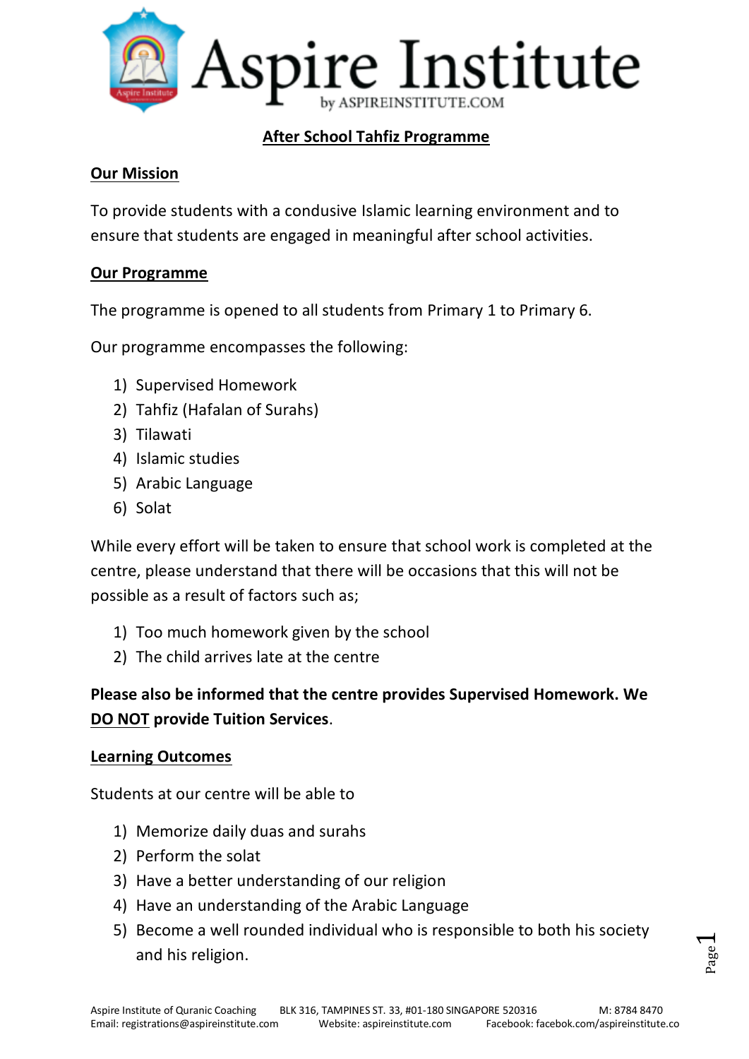# Aspire Institute

by ASPIREINSTITUTE.COM

## After School Tahfiz Programme

### Our Mission

To provide students with a condusive Islamic learning environment and to ensure that students are engaged in meaningful after school activities.

### Our Programme

The programme is opened to all students from Primary 1 to Primary 6.

Our programme encompasses the following:

1) Supervised Homework
2) Tahfiz (Hafalan of Surahs)
3) Tilawati
4) Islamic studies
5) Arabic Language
6) Solat

While every effort will be taken to ensure that school work is completed at the centre, please understand that there will be occasions that this will not be possible as a result of factors such as;

1) Too much homework given by the school
2) The child arrives late at the centre

**Please also be informed that the centre provides Supervised Homework. We DO NOT provide Tuition Services**.

### Learning Outcomes

Students at our centre will be able to

1) Memorize daily duas and surahs
2) Perform the solat
3) Have a better understanding of our religion
4) Have an understanding of the Arabic Language
5) Become a well rounded individual who is responsible to both his society and his religion.

Aspire Institute of Quranic Coaching BLK 316, TAMPINES ST. 33, #01-180 SINGAPORE 520316 M: 8784 8470
Email: registrations@aspireinstitute.com Website: aspireinstitute.com Facebook: facebook.com/aspireinstitute.co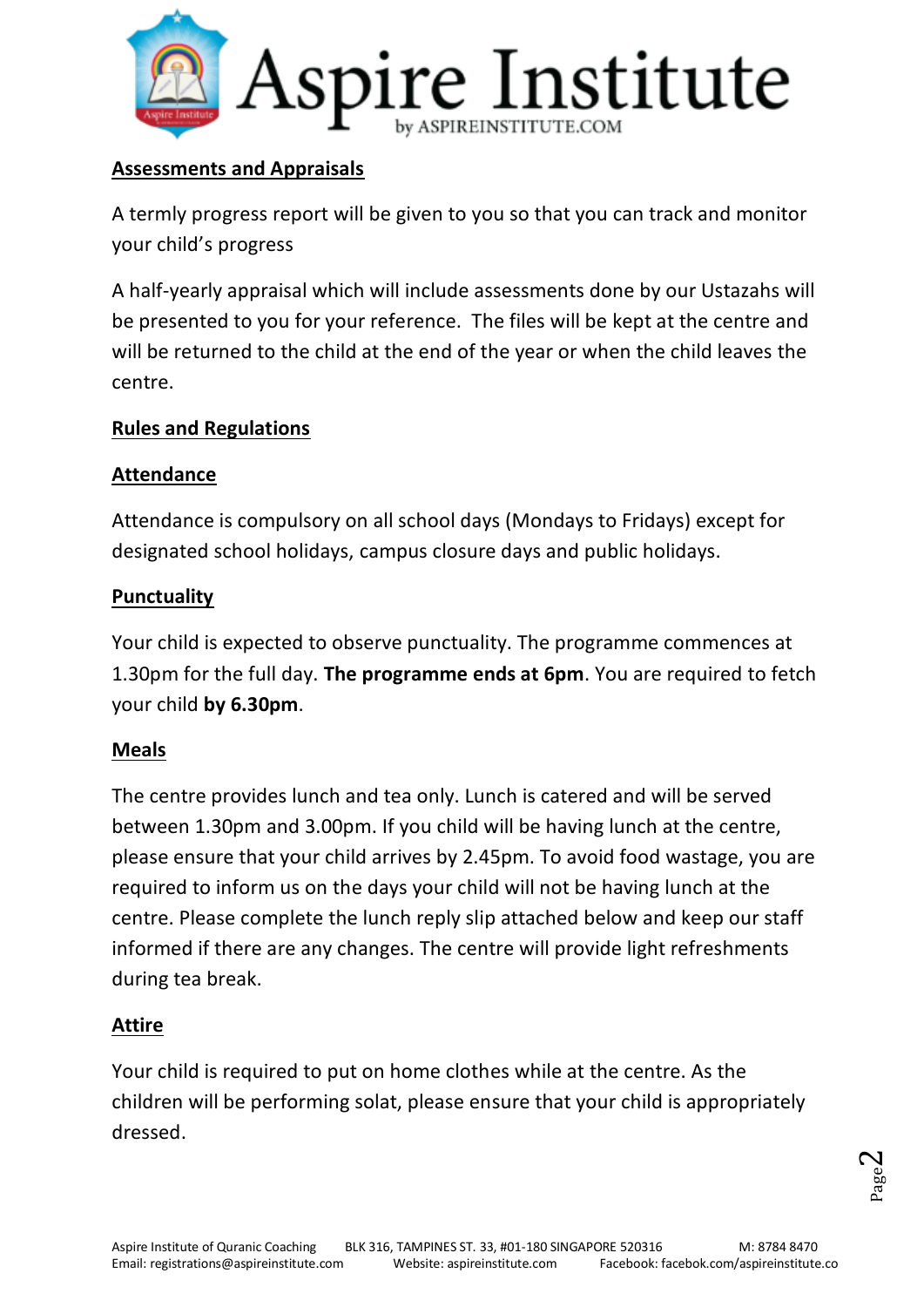## Assessments and Appraisals

A termly progress report will be given to you so that you can track and monitor your child's progress

A half-yearly appraisal which will include assessments done by our Ustazahs will be presented to you for your reference. The files will be kept at the centre and will be returned to the child at the end of the year or when the child leaves the centre.

## Rules and Regulations

### Attendance

Attendance is compulsory on all school days (Mondays to Fridays) except for designated school holidays, campus closure days and public holidays.

### Punctuality

Your child is expected to observe punctuality. The programme commences at 1.30pm for the full day. **The programme ends at 6pm**. You are required to fetch your child **by 6.30pm**.

### Meals

The centre provides lunch and tea only. Lunch is catered and will be served between 1.30pm and 3.00pm. If you child will be having lunch at the centre, please ensure that your child arrives by 2.45pm. To avoid food wastage, you are required to inform us on the days your child will not be having lunch at the centre. Please complete the lunch reply slip attached below and keep our staff informed if there are any changes. The centre will provide light refreshments during tea break.

### Attire

Your child is required to put on home clothes while at the centre. As the children will be performing solat, please ensure that your child is appropriately dressed.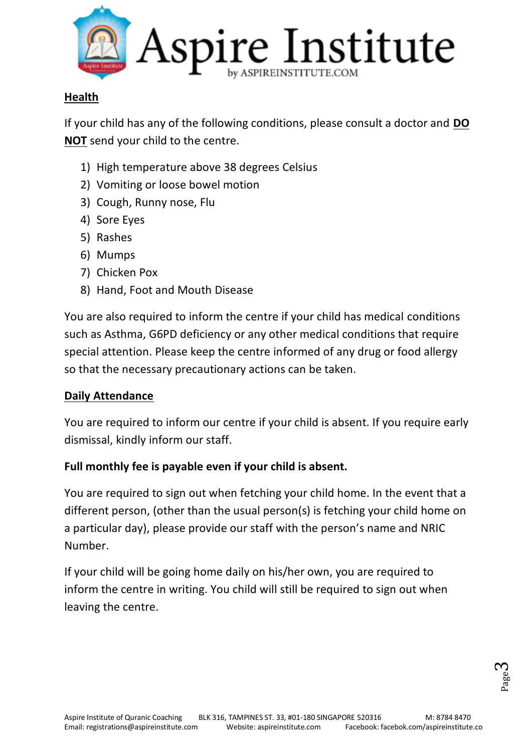## Health

If your child has any of the following conditions, please consult a doctor and **DO NOT** send your child to the centre.

1) High temperature above 38 degrees Celsius
2) Vomiting or loose bowel motion
3) Cough, Runny nose, Flu
4) Sore Eyes
5) Rashes
6) Mumps
7) Chicken Pox
8) Hand, Foot and Mouth Disease

You are also required to inform the centre if your child has medical conditions such as Asthma, G6PD deficiency or any other medical conditions that require special attention. Please keep the centre informed of any drug or food allergy so that the necessary precautionary actions can be taken.

## Daily Attendance

You are required to inform our centre if your child is absent. If you require early dismissal, kindly inform our staff.

**Full monthly fee is payable even if your child is absent.**

You are required to sign out when fetching your child home. In the event that a different person, (other than the usual person(s) is fetching your child home on a particular day), please provide our staff with the person's name and NRIC Number.

If your child will be going home daily on his/her own, you are required to inform the centre in writing. You child will still be required to sign out when leaving the centre.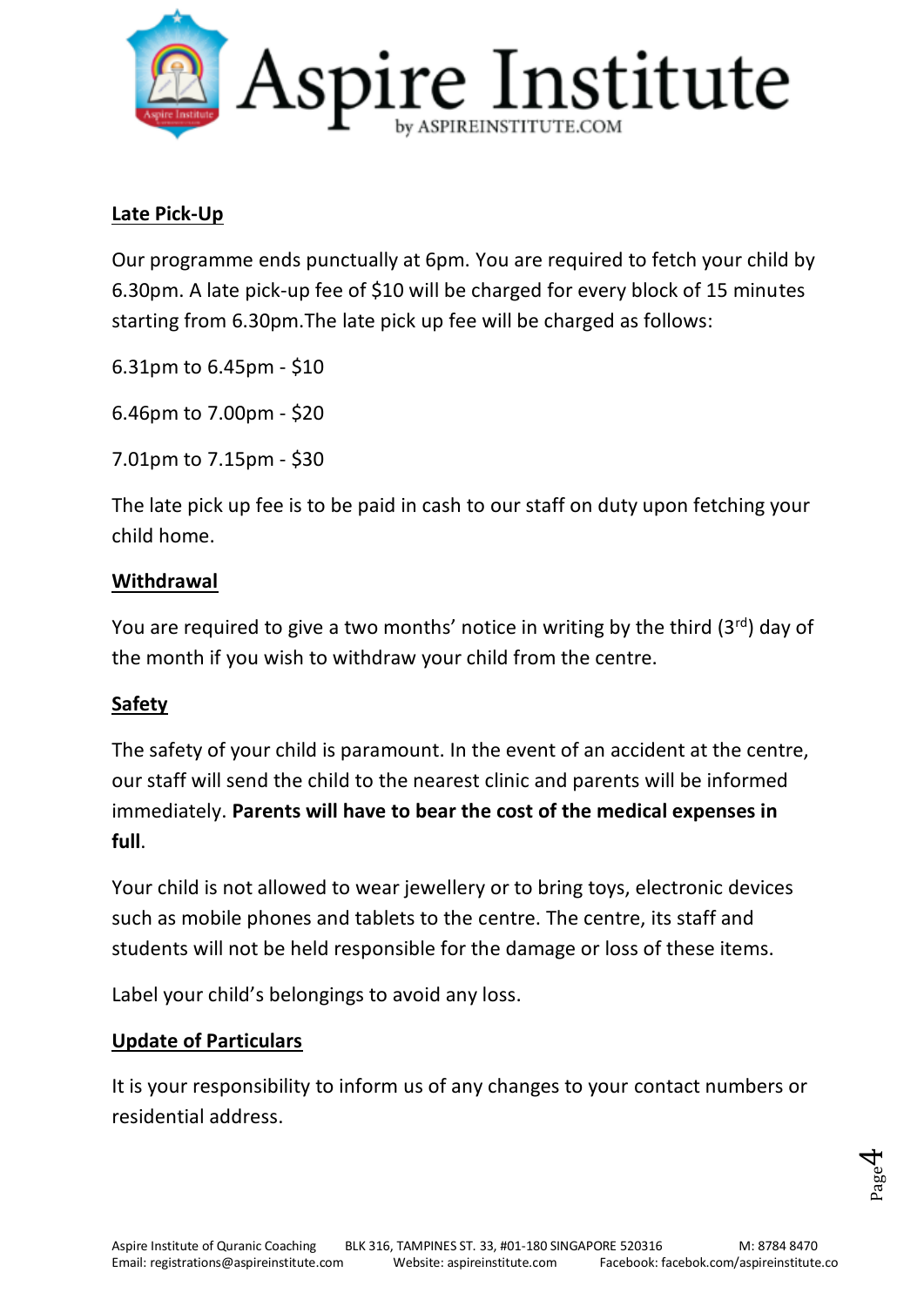## Late Pick-Up

Our programme ends punctually at 6pm. You are required to fetch your child by 6.30pm. A late pick-up fee of $10 will be charged for every block of 15 minutes starting from 6.30pm.The late pick up fee will be charged as follows:

6.31pm to 6.45pm - $10

6.46pm to 7.00pm - $20

7.01pm to 7.15pm - $30

The late pick up fee is to be paid in cash to our staff on duty upon fetching your child home.

## Withdrawal

You are required to give a two months' notice in writing by the third (3rd) day of the month if you wish to withdraw your child from the centre.

## Safety

The safety of your child is paramount. In the event of an accident at the centre, our staff will send the child to the nearest clinic and parents will be informed immediately. **Parents will have to bear the cost of the medical expenses in full**.

Your child is not allowed to wear jewellery or to bring toys, electronic devices such as mobile phones and tablets to the centre. The centre, its staff and students will not be held responsible for the damage or loss of these items.

Label your child's belongings to avoid any loss.

## Update of Particulars

It is your responsibility to inform us of any changes to your contact numbers or residential address.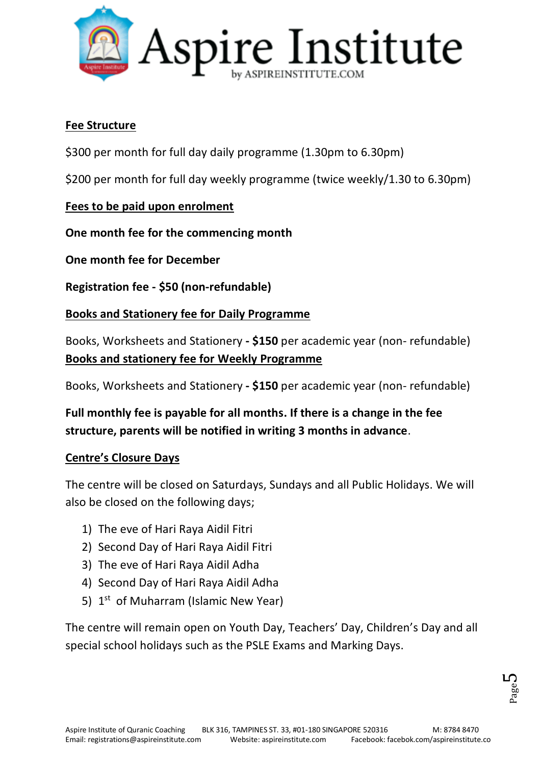**Fee Structure**

$300 per month for full day daily programme (1.30pm to 6.30pm)

$200 per month for full day weekly programme (twice weekly/1.30 to 6.30pm)

**Fees to be paid upon enrolment**

**One month fee for the commencing month**

**One month fee for December**

**Registration fee - $50 (non-refundable)**

**Books and Stationery fee for Daily Programme**

Books, Worksheets and Stationery **- $150** per academic year (non- refundable)

**Books and stationery fee for Weekly Programme**

Books, Worksheets and Stationery **- $150** per academic year (non- refundable)

**Full monthly fee is payable for all months. If there is a change in the fee structure, parents will be notified in writing 3 months in advance**.

**Centre's Closure Days**

The centre will be closed on Saturdays, Sundays and all Public Holidays. We will also be closed on the following days;

1) The eve of Hari Raya Aidil Fitri
2) Second Day of Hari Raya Aidil Fitri
3) The eve of Hari Raya Aidil Adha
4) Second Day of Hari Raya Aidil Adha
5) 1st of Muharram (Islamic New Year)

The centre will remain open on Youth Day, Teachers' Day, Children's Day and all special school holidays such as the PSLE Exams and Marking Days.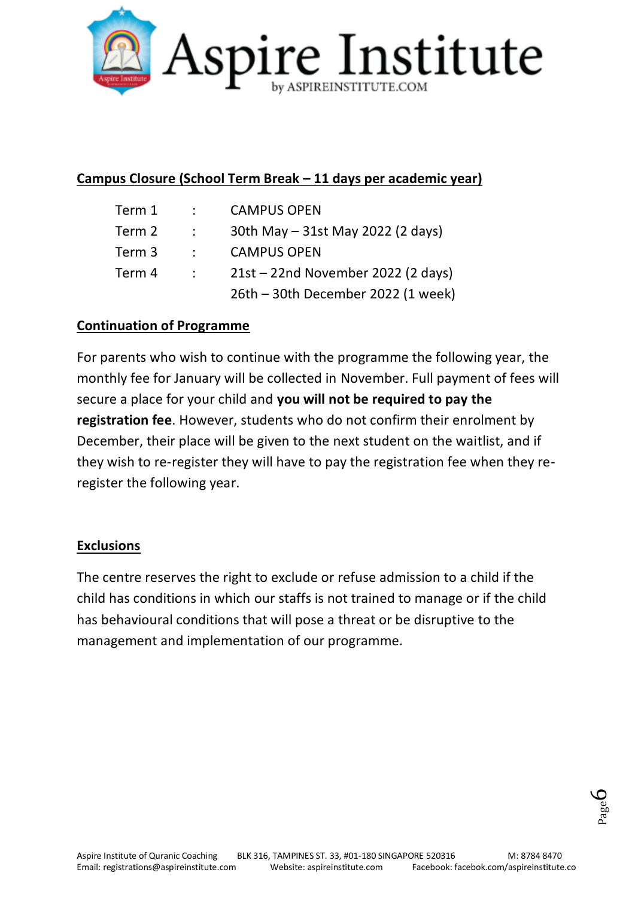## Campus Closure (School Term Break – 11 days per academic year)

| | | |
|---|---|---|
| Term 1 | : | CAMPUS OPEN |
| Term 2 | : | 30th May – 31st May 2022 (2 days) |
| Term 3 | : | CAMPUS OPEN |
| Term 4 | : | 21st – 22nd November 2022 (2 days) |
| | | 26th – 30th December 2022 (1 week) |

## Continuation of Programme

For parents who wish to continue with the programme the following year, the monthly fee for January will be collected in November. Full payment of fees will secure a place for your child and **you will not be required to pay the registration fee**. However, students who do not confirm their enrolment by December, their place will be given to the next student on the waitlist, and if they wish to re-register they will have to pay the registration fee when they re-register the following year.

## Exclusions

The centre reserves the right to exclude or refuse admission to a child if the child has conditions in which our staffs is not trained to manage or if the child has behavioural conditions that will pose a threat or be disruptive to the management and implementation of our programme.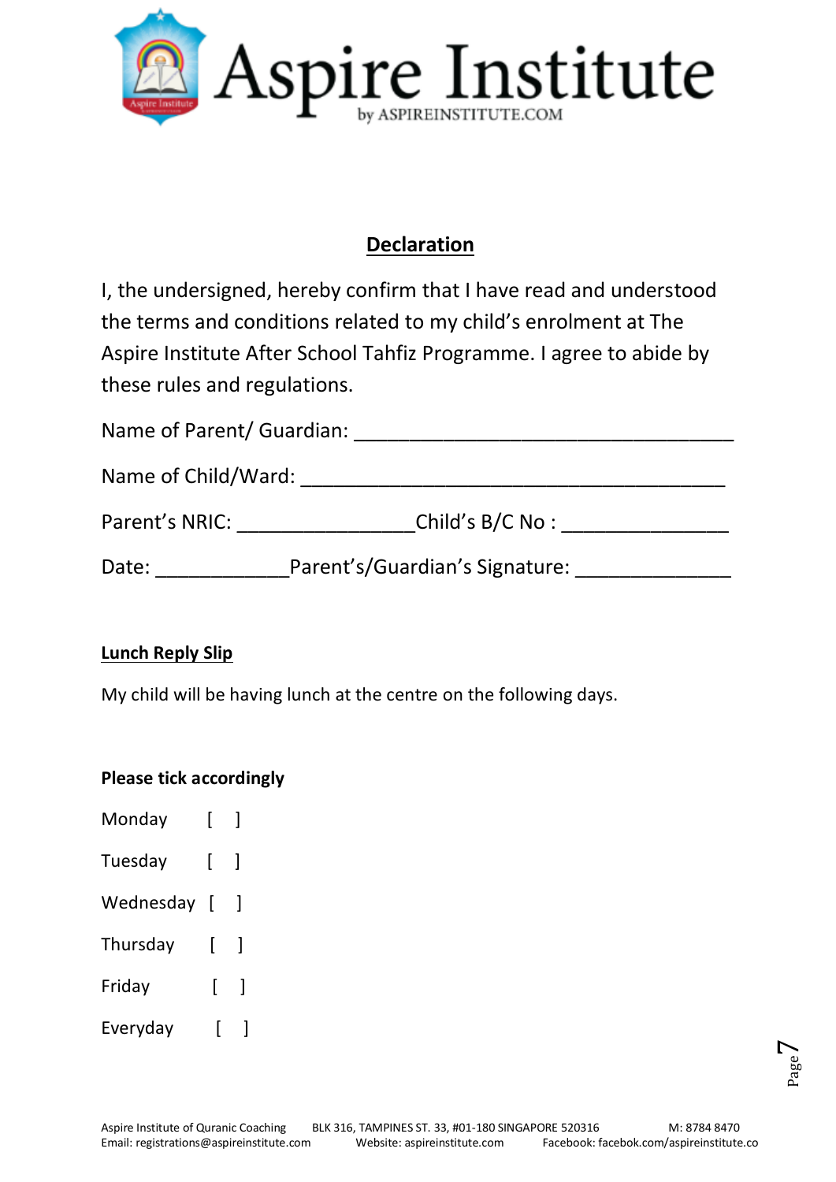# Aspire Institute

by ASPIREINSTITUTE.COM

## Declaration

I, the undersigned, hereby confirm that I have read and understood the terms and conditions related to my child's enrolment at The Aspire Institute After School Tahfiz Programme. I agree to abide by these rules and regulations.

Name of Parent/ Guardian: ___________________________________

Name of Child/Ward: _______________________________________

Parent's NRIC: ________________Child's B/C No : _______________

Date: ____________Parent's/Guardian's Signature: ______________

### Lunch Reply Slip

My child will be having lunch at the centre on the following days.

**Please tick accordingly**

Monday [ ]

Tuesday [ ]

Wednesday [ ]

Thursday [ ]

Friday [ ]

Everyday [ ]

Aspire Institute of Quranic Coaching BLK 316, TAMPINES ST. 33, #01-180 SINGAPORE 520316 M: 8784 8470
Email: registrations@aspireinstitute.com Website: aspireinstitute.com Facebook: facebok.com/aspireinstitute.co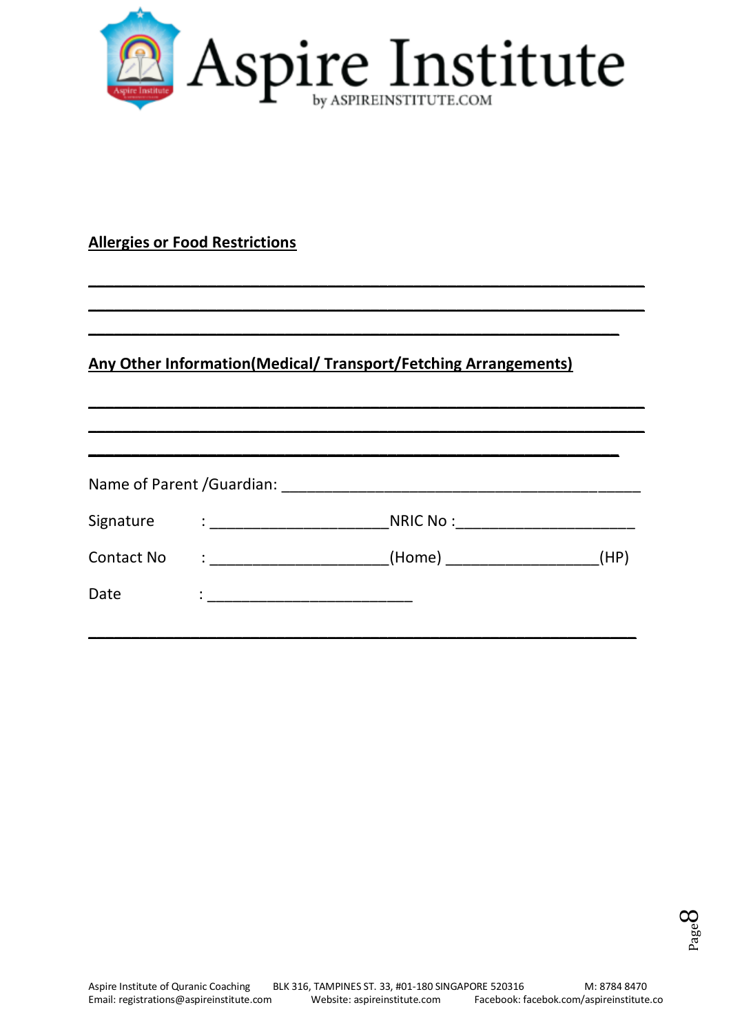**Allergies or Food Restrictions**

______________________________________________________________________

______________________________________________________________________

____________________________________________________________________

**Any Other Information(Medical/ Transport/Fetching Arrangements)**

______________________________________________________________________

______________________________________________________________________

____________________________________________________________________

Name of Parent /Guardian: ____________________________________________

Signature : ______________________NRIC No :______________________

Contact No : ______________________(Home) ___________________(HP)

Date : __________________________

______________________________________________________________________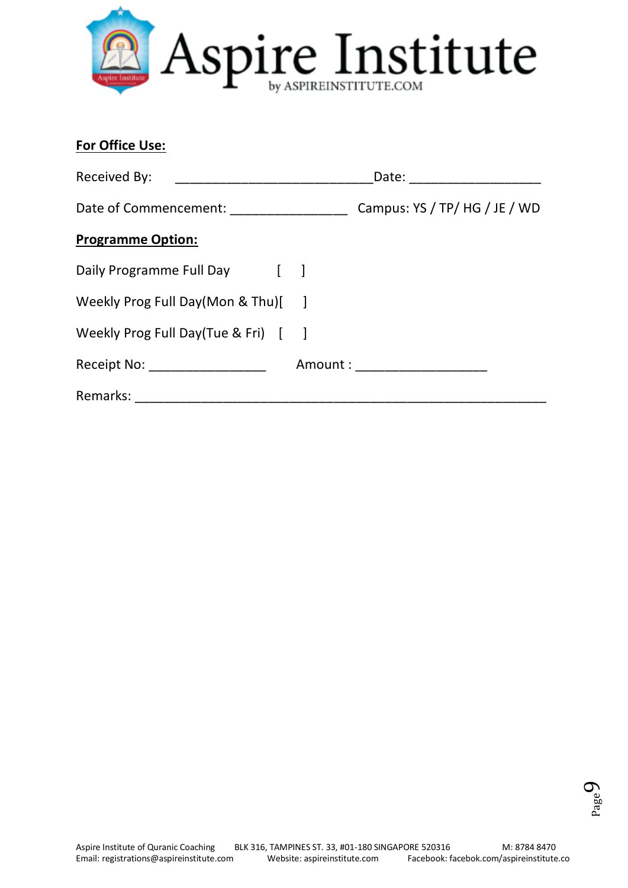# Aspire Institute

by ASPIREINSTITUTE.COM

**For Office Use:**

Received By: ___________________________Date: __________________

Date of Commencement: ________________ Campus: YS / TP/ HG / JE / WD

**Programme Option:**

Daily Programme Full Day [ ]

Weekly Prog Full Day(Mon & Thu)[ ]

Weekly Prog Full Day(Tue & Fri) [ ]

Receipt No: ________________ Amount : __________________

Remarks: ________________________________________________________

Aspire Institute of Quranic Coaching BLK 316, TAMPINES ST. 33, #01-180 SINGAPORE 520316 M: 8784 8470
Email: registrations@aspireinstitute.com Website: aspireinstitute.com Facebook: facebok.com/aspireinstitute.co